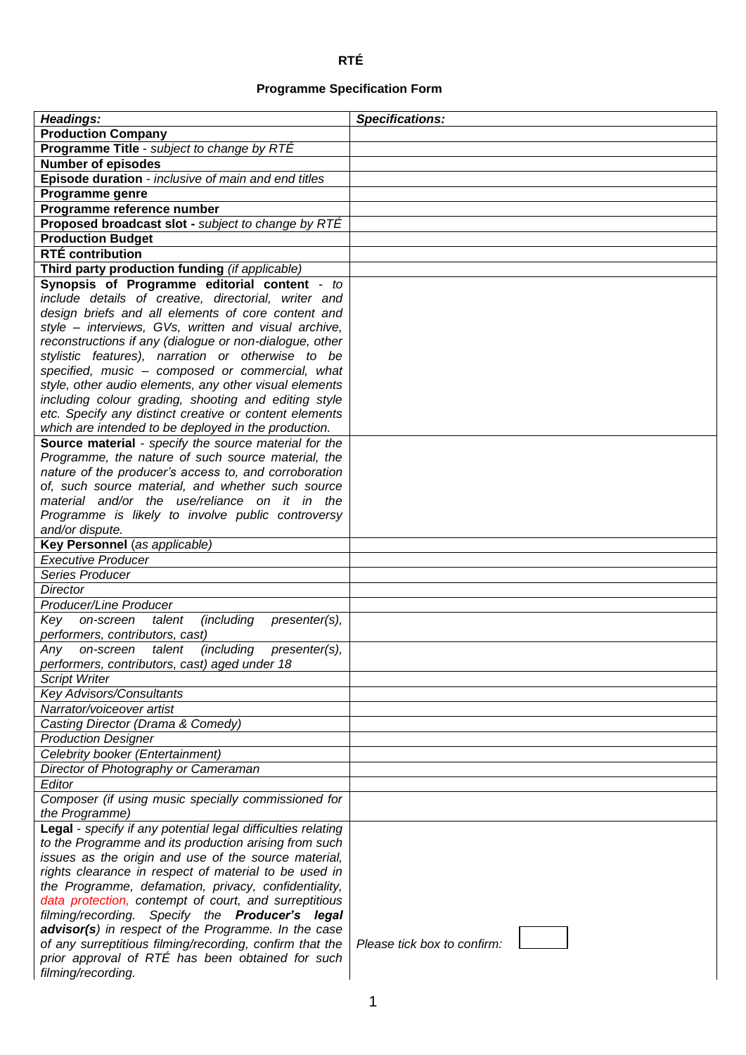**RTÉ**

**Programme Specification Form**

| ***Headings:*** | ***Specifications:*** |
|---|---|
| **Production Company** | |
| **Programme Title** - *subject to change by RTÉ* | |
| **Number of episodes** | |
| **Episode duration** - *inclusive of main and end titles* | |
| **Programme genre** | |
| **Programme reference number** | |
| **Proposed broadcast slot -** *subject to change by RTÉ* | |
| **Production Budget** | |
| **RTÉ contribution** | |
| **Third party production funding** *(if applicable)* | |
| **Synopsis of Programme editorial content** - *to include details of creative, directorial, writer and design briefs and all elements of core content and style – interviews, GVs, written and visual archive, reconstructions if any (dialogue or non-dialogue, other stylistic features), narration or otherwise to be specified, music – composed or commercial, what style, other audio elements, any other visual elements including colour grading, shooting and editing style etc. Specify any distinct creative or content elements which are intended to be deployed in the production.* | |
| **Source material** - *specify the source material for the Programme, the nature of such source material, the nature of the producer's access to, and corroboration of, such source material, and whether such source material and/or the use/reliance on it in the Programme is likely to involve public controversy and/or dispute.* | |
| **Key Personnel** (*as applicable)* | |
| *Executive Producer* | |
| *Series Producer* | |
| *Director* | |
| *Producer/Line Producer* | |
| *Key on-screen talent (including presenter(s), performers, contributors, cast)* | |
| *Any on-screen talent (including presenter(s), performers, contributors, cast) aged under 18* | |
| *Script Writer* | |
| *Key Advisors/Consultants* | |
| *Narrator/voiceover artist* | |
| *Casting Director (Drama & Comedy)* | |
| *Production Designer* | |
| *Celebrity booker (Entertainment)* | |
| *Director of Photography or Cameraman* | |
| *Editor* | |
| *Composer (if using music specially commissioned for the Programme)* | |
| **Legal** - *specify if any potential legal difficulties relating to the Programme and its production arising from such issues as the origin and use of the source material, rights clearance in respect of material to be used in the Programme, defamation, privacy, confidentiality, data protection, contempt of court, and surreptitious filming/recording. Specify the* ***Producer's legal advisor(s)*** *in respect of the Programme. In the case of any surreptitious filming/recording, confirm that the prior approval of RTÉ has been obtained for such filming/recording.* | *Please tick box to confirm:* ☐ |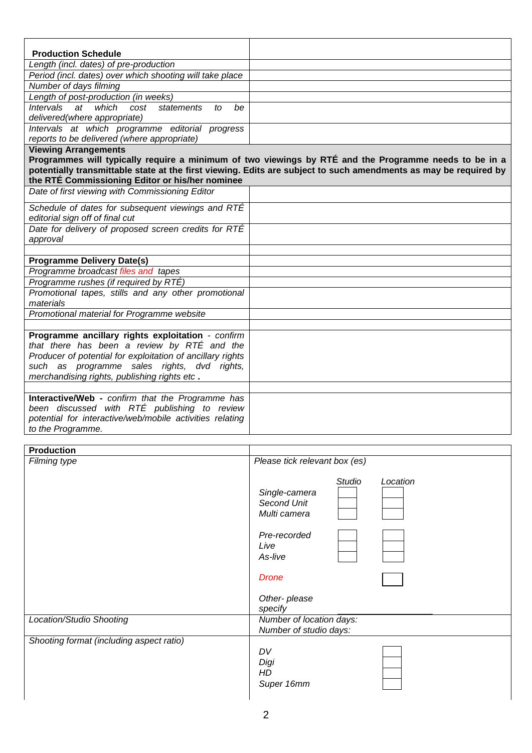| **Production Schedule** | |
|---|---|
| *Length (incl. dates) of pre-production* | |
| *Period (incl. dates) over which shooting will take place* | |
| *Number of days filming* | |
| *Length of post-production (in weeks)* | |
| *Intervals at which cost statements to be delivered(where appropriate)* | |
| *Intervals at which programme editorial progress reports to be delivered (where appropriate)* | |
| **Viewing Arrangements** **Programmes will typically require a minimum of two viewings by RTÉ and the Programme needs to be in a potentially transmittable state at the first viewing. Edits are subject to such amendments as may be required by the RTÉ Commissioning Editor or his/her nominee** | |
| *Date of first viewing with Commissioning Editor* | |
| *Schedule of dates for subsequent viewings and RTÉ editorial sign off of final cut* | |
| *Date for delivery of proposed screen credits for RTÉ approval* | |
| | |
| **Programme Delivery Date(s)** | |
| *Programme broadcast files and tapes* | |
| *Programme rushes (if required by RTÉ)* | |
| *Promotional tapes, stills and any other promotional materials* | |
| *Promotional material for Programme website* | |
| | |
| **Programme ancillary rights exploitation** - *confirm that there has been a review by RTÉ and the Producer of potential for exploitation of ancillary rights such as programme sales rights, dvd rights, merchandising rights, publishing rights etc* **.** | |
| | |
| **Interactive/Web -** *confirm that the Programme has been discussed with RTÉ publishing to review potential for interactive/web/mobile activities relating to the Programme.* | |

| **Production** | |
|---|---|
| *Filming type* | *Please tick relevant box (es)*<br><br>*Studio* / *Location*<br>*Single-camera* ☐ ☐<br>*Second Unit* ☐ ☐<br>*Multi camera* ☐ ☐<br><br>*Pre-recorded* ☐ ☐<br>*Live* ☐ ☐<br>*As-live* ☐ ☐<br><br>*Drone* ☐<br><br>*Other- please specify* ______ |
| *Location/Studio Shooting* | *Number of location days:*<br>*Number of studio days:* |
| *Shooting format (including aspect ratio)* | *DV* ☐<br>*Digi* ☐<br>*HD* ☐<br>*Super 16mm* ☐ |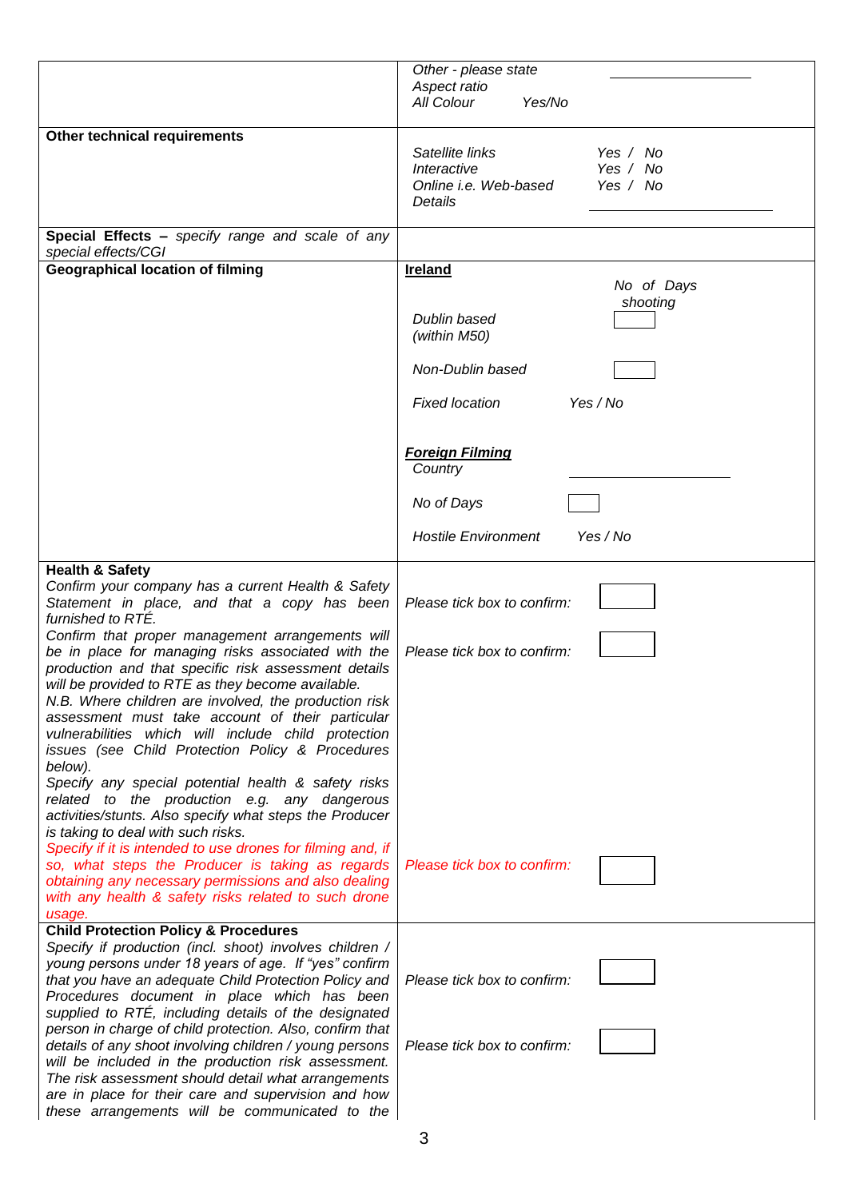| | |
|---|---|
| | *Other - please state* ____________<br>*Aspect ratio*<br>*All Colour* *Yes/No* |
| **Other technical requirements** | *Satellite links* Yes / No<br>*Interactive* Yes / No<br>*Online i.e. Web-based* Yes / No<br>*Details* ____________ |
| **Special Effects –** *specify range and scale of any special effects/CGI* | |
| **Geographical location of filming** | **<u>Ireland</u>**<br>*No of Days shooting*<br>*Dublin based (within M50)* ☐<br>*Non-Dublin based* ☐<br>*Fixed location* *Yes / No*<br><br>***<u>Foreign Filming</u>***<br>*Country* ____________<br>*No of Days* ☐<br>*Hostile Environment* *Yes / No* |
| **Health & Safety**<br>*Confirm your company has a current Health & Safety Statement in place, and that a copy has been furnished to RTÉ.*<br>*Confirm that proper management arrangements will be in place for managing risks associated with the production and that specific risk assessment details will be provided to RTE as they become available.*<br>*N.B. Where children are involved, the production risk assessment must take account of their particular vulnerabilities which will include child protection issues (see Child Protection Policy & Procedures below).*<br>*Specify any special potential health & safety risks related to the production e.g. any dangerous activities/stunts. Also specify what steps the Producer is taking to deal with such risks.*<br>*Specify if it is intended to use drones for filming and, if so, what steps the Producer is taking as regards obtaining any necessary permissions and also dealing with any health & safety risks related to such drone usage.* | *Please tick box to confirm:* ☐<br><br>*Please tick box to confirm:* ☐<br><br><br><br><br>*Please tick box to confirm:* ☐ |
| **Child Protection Policy & Procedures**<br>*Specify if production (incl. shoot) involves children / young persons under 18 years of age. If "yes" confirm that you have an adequate Child Protection Policy and Procedures document in place which has been supplied to RTÉ, including details of the designated person in charge of child protection. Also, confirm that details of any shoot involving children / young persons will be included in the production risk assessment. The risk assessment should detail what arrangements are in place for their care and supervision and how these arrangements will be communicated to the* | *Please tick box to confirm:* ☐<br><br>*Please tick box to confirm:* ☐ |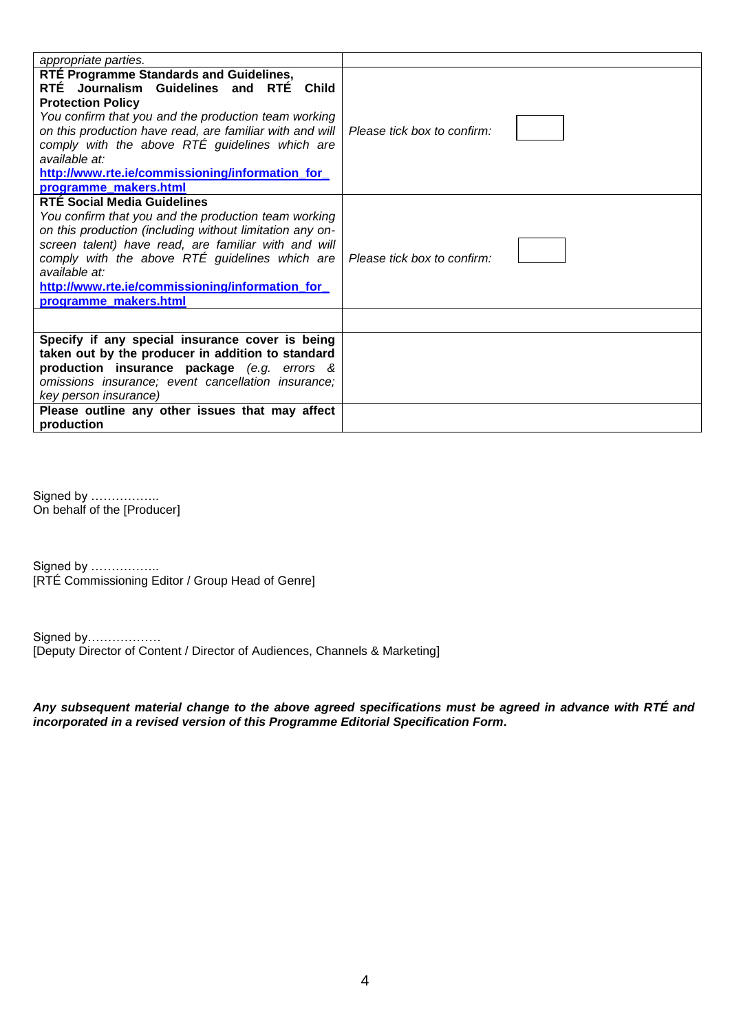| | |
|---|---|
| *appropriate parties.* | |
| **RTÉ Programme Standards and Guidelines, RTÉ Journalism Guidelines and RTÉ Child Protection Policy**<br>*You confirm that you and the production team working on this production have read, are familiar with and will comply with the above RTÉ guidelines which are available at:*<br>**http://www.rte.ie/commissioning/information_for_programme_makers.html** | *Please tick box to confirm:* ☐ |
| **RTÉ Social Media Guidelines**<br>*You confirm that you and the production team working on this production (including without limitation any on-screen talent) have read, are familiar with and will comply with the above RTÉ guidelines which are available at:*<br>**http://www.rte.ie/commissioning/information_for_programme_makers.html** | *Please tick box to confirm:* ☐ |
| | |
| **Specify if any special insurance cover is being taken out by the producer in addition to standard production insurance package** *(e.g. errors & omissions insurance; event cancellation insurance; key person insurance)* | |
| **Please outline any other issues that may affect production** | |

Signed by ……………..
On behalf of the [Producer]

Signed by ……………..
[RTÉ Commissioning Editor / Group Head of Genre]

Signed by………………
[Deputy Director of Content / Director of Audiences, Channels & Marketing]

***Any subsequent material change to the above agreed specifications must be agreed in advance with RTÉ and incorporated in a revised version of this Programme Editorial Specification Form.***